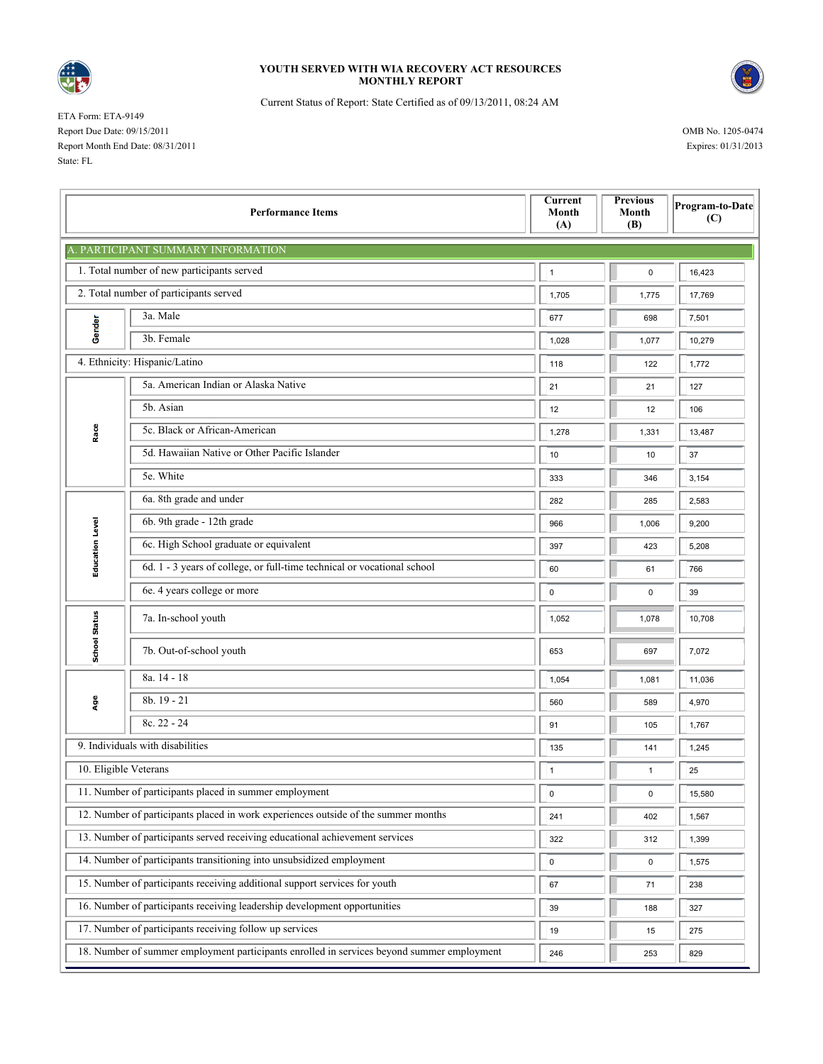# YOUTH SERVED WITH WIA RECOVERY ACT RESOURCES
## MONTHLY REPORT

Current Status of Report: State Certified as of 09/13/2011, 08:24 AM

ETA Form: ETA-9149
Report Due Date: 09/15/2011
Report Month End Date: 08/31/2011
State: FL

OMB No. 1205-0474
Expires: 01/31/2013

| | Performance Items | Current Month (A) | Previous Month (B) | Program-to-Date (C) |
|---|---|---|---|---|
| **A. PARTICIPANT SUMMARY INFORMATION** | | | | |
| | 1. Total number of new participants served | 1 | 0 | 16,423 |
| | 2. Total number of participants served | 1,705 | 1,775 | 17,769 |
| Gender | 3a. Male | 677 | 698 | 7,501 |
| | 3b. Female | 1,028 | 1,077 | 10,279 |
| | 4. Ethnicity: Hispanic/Latino | 118 | 122 | 1,772 |
| Race | 5a. American Indian or Alaska Native | 21 | 21 | 127 |
| | 5b. Asian | 12 | 12 | 106 |
| | 5c. Black or African-American | 1,278 | 1,331 | 13,487 |
| | 5d. Hawaiian Native or Other Pacific Islander | 10 | 10 | 37 |
| | 5e. White | 333 | 346 | 3,154 |
| Education Level | 6a. 8th grade and under | 282 | 285 | 2,583 |
| | 6b. 9th grade - 12th grade | 966 | 1,006 | 9,200 |
| | 6c. High School graduate or equivalent | 397 | 423 | 5,208 |
| | 6d. 1 - 3 years of college, or full-time technical or vocational school | 60 | 61 | 766 |
| | 6e. 4 years college or more | 0 | 0 | 39 |
| School Status | 7a. In-school youth | 1,052 | 1,078 | 10,708 |
| | 7b. Out-of-school youth | 653 | 697 | 7,072 |
| Age | 8a. 14 - 18 | 1,054 | 1,081 | 11,036 |
| | 8b. 19 - 21 | 560 | 589 | 4,970 |
| | 8c. 22 - 24 | 91 | 105 | 1,767 |
| | 9. Individuals with disabilities | 135 | 141 | 1,245 |
| | 10. Eligible Veterans | 1 | 1 | 25 |
| | 11. Number of participants placed in summer employment | 0 | 0 | 15,580 |
| | 12. Number of participants placed in work experiences outside of the summer months | 241 | 402 | 1,567 |
| | 13. Number of participants served receiving educational achievement services | 322 | 312 | 1,399 |
| | 14. Number of participants transitioning into unsubsidized employment | 0 | 0 | 1,575 |
| | 15. Number of participants receiving additional support services for youth | 67 | 71 | 238 |
| | 16. Number of participants receiving leadership development opportunities | 39 | 188 | 327 |
| | 17. Number of participants receiving follow up services | 19 | 15 | 275 |
| | 18. Number of summer employment participants enrolled in services beyond summer employment | 246 | 253 | 829 |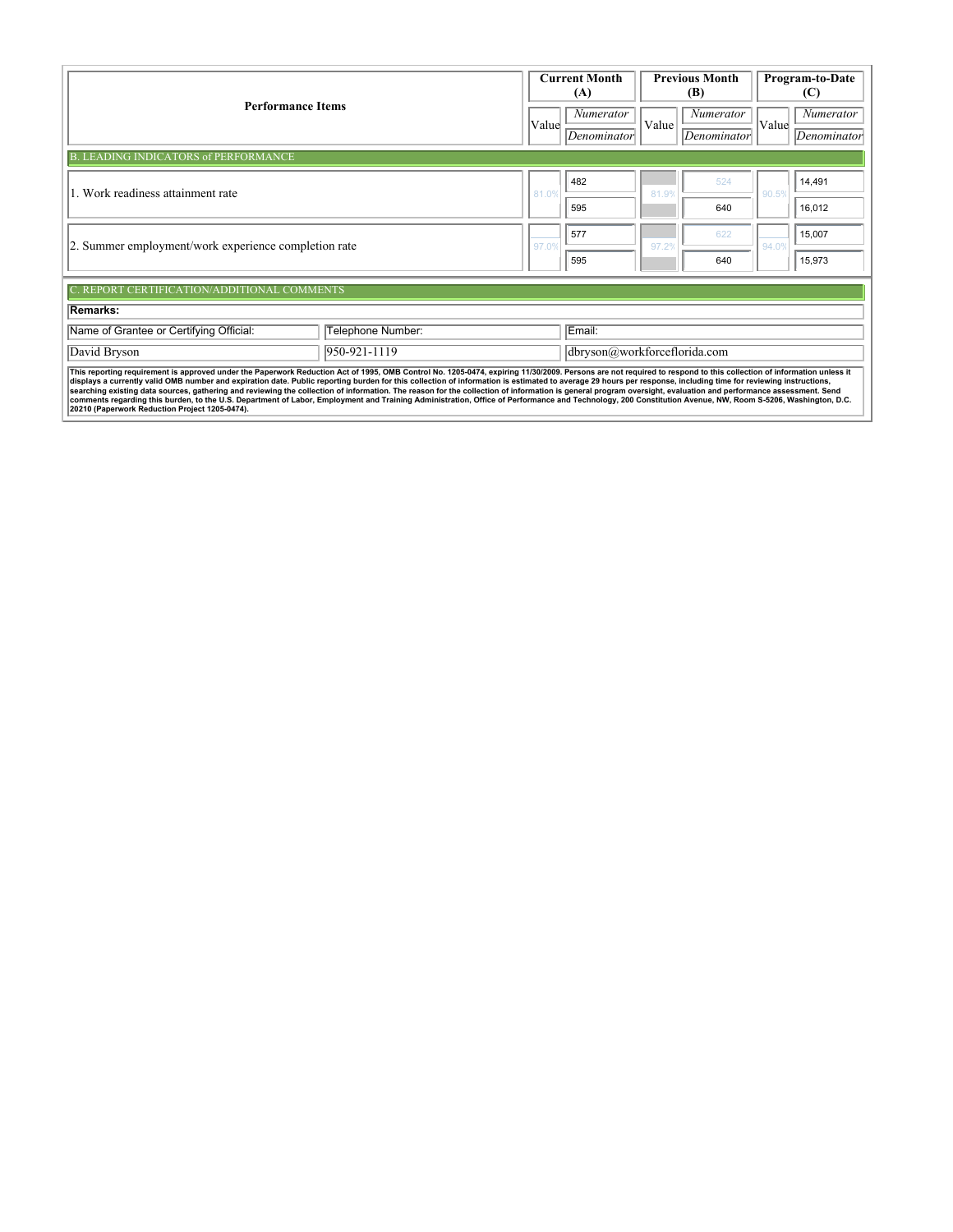| Performance Items | Current Month (A) | | Previous Month (B) | | Program-to-Date (C) | |
|---|---|---|---|---|---|---|
| | Value | *Numerator* / *Denominator* | Value | *Numerator* / *Denominator* | Value | *Numerator* / *Denominator* |
| **B. LEADING INDICATORS of PERFORMANCE** | | | | | | |
| 1. Work readiness attainment rate | 81.0% | 482 / 595 | 81.9% | 524 / 640 | 90.5% | 14,491 / 16,012 |
| 2. Summer employment/work experience completion rate | 97.0% | 577 / 595 | 97.2% | 622 / 640 | 94.0% | 15,007 / 15,973 |

**C. REPORT CERTIFICATION/ADDITIONAL COMMENTS**

**Remarks:**

| Name of Grantee or Certifying Official: | Telephone Number: | Email: |
|---|---|---|
| David Bryson | 950-921-1119 | dbryson@workforceflorida.com |

**This reporting requirement is approved under the Paperwork Reduction Act of 1995, OMB Control No. 1205-0474, expiring 11/30/2009. Persons are not required to respond to this collection of information unless it displays a currently valid OMB number and expiration date. Public reporting burden for this collection of information is estimated to average 29 hours per response, including time for reviewing instructions, searching existing data sources, gathering and reviewing the collection of information. The reason for the collection of information is general program oversight, evaluation and performance assessment. Send comments regarding this burden, to the U.S. Department of Labor, Employment and Training Administration, Office of Performance and Technology, 200 Constitution Avenue, NW, Room S-5206, Washington, D.C. 20210 (Paperwork Reduction Project 1205-0474).**